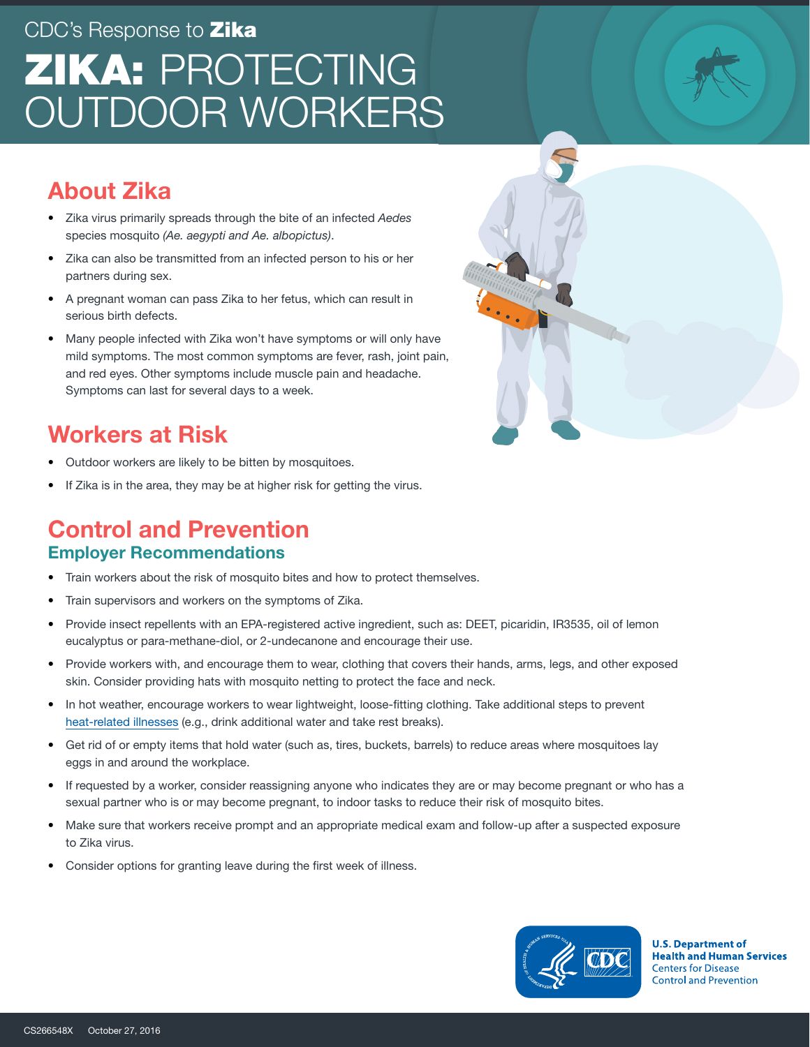CDC's Response to **Zika**

# ZIKA: PROTECTING OUTDOOR WORKERS

## About Zika

- Zika virus primarily spreads through the bite of an infected *Aedes* species mosquito *(Ae. aegypti and Ae. albopictus)*.
- Zika can also be transmitted from an infected person to his or her partners during sex.
- A pregnant woman can pass Zika to her fetus, which can result in serious birth defects.
- Many people infected with Zika won't have symptoms or will only have mild symptoms. The most common symptoms are fever, rash, joint pain, and red eyes. Other symptoms include muscle pain and headache. Symptoms can last for several days to a week.

## Workers at Risk

- Outdoor workers are likely to be bitten by mosquitoes.
- If Zika is in the area, they may be at higher risk for getting the virus.

## Control and Prevention

### Employer Recommendations

- Train workers about the risk of mosquito bites and how to protect themselves.
- Train supervisors and workers on the symptoms of Zika.
- Provide insect repellents with an EPA-registered active ingredient, such as: DEET, picaridin, IR3535, oil of lemon eucalyptus or para-methane-diol, or 2-undecanone and encourage their use.
- Provide workers with, and encourage them to wear, clothing that covers their hands, arms, legs, and other exposed skin. Consider providing hats with mosquito netting to protect the face and neck.
- In hot weather, encourage workers to wear lightweight, loose-fitting clothing. Take additional steps to prevent heat-related illnesses (e.g., drink additional water and take rest breaks).
- Get rid of or empty items that hold water (such as, tires, buckets, barrels) to reduce areas where mosquitoes lay eggs in and around the workplace.
- If requested by a worker, consider reassigning anyone who indicates they are or may become pregnant or who has a sexual partner who is or may become pregnant, to indoor tasks to reduce their risk of mosquito bites.
- Make sure that workers receive prompt and an appropriate medical exam and follow-up after a suspected exposure to Zika virus.
- Consider options for granting leave during the first week of illness.

**U.S. Department of Health and Human Services**
Centers for Disease Control and Prevention

CS266548X October 27, 2016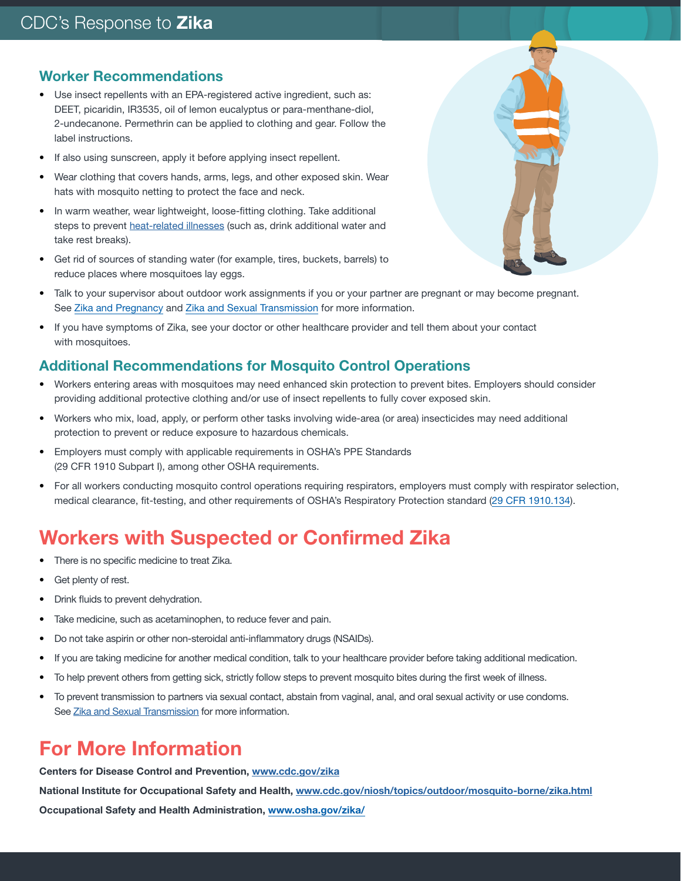## Worker Recommendations

- Use insect repellents with an EPA-registered active ingredient, such as: DEET, picaridin, IR3535, oil of lemon eucalyptus or para-menthane-diol, 2-undecanone. Permethrin can be applied to clothing and gear. Follow the label instructions.
- If also using sunscreen, apply it before applying insect repellent.
- Wear clothing that covers hands, arms, legs, and other exposed skin. Wear hats with mosquito netting to protect the face and neck.
- In warm weather, wear lightweight, loose-fitting clothing. Take additional steps to prevent heat-related illnesses (such as, drink additional water and take rest breaks).
- Get rid of sources of standing water (for example, tires, buckets, barrels) to reduce places where mosquitoes lay eggs.
- Talk to your supervisor about outdoor work assignments if you or your partner are pregnant or may become pregnant. See Zika and Pregnancy and Zika and Sexual Transmission for more information.
- If you have symptoms of Zika, see your doctor or other healthcare provider and tell them about your contact with mosquitoes.

## Additional Recommendations for Mosquito Control Operations

- Workers entering areas with mosquitoes may need enhanced skin protection to prevent bites. Employers should consider providing additional protective clothing and/or use of insect repellents to fully cover exposed skin.
- Workers who mix, load, apply, or perform other tasks involving wide-area (or area) insecticides may need additional protection to prevent or reduce exposure to hazardous chemicals.
- Employers must comply with applicable requirements in OSHA's PPE Standards (29 CFR 1910 Subpart I), among other OSHA requirements.
- For all workers conducting mosquito control operations requiring respirators, employers must comply with respirator selection, medical clearance, fit-testing, and other requirements of OSHA's Respiratory Protection standard (29 CFR 1910.134).

# Workers with Suspected or Confirmed Zika

- There is no specific medicine to treat Zika.
- Get plenty of rest.
- Drink fluids to prevent dehydration.
- Take medicine, such as acetaminophen, to reduce fever and pain.
- Do not take aspirin or other non-steroidal anti-inflammatory drugs (NSAIDs).
- If you are taking medicine for another medical condition, talk to your healthcare provider before taking additional medication.
- To help prevent others from getting sick, strictly follow steps to prevent mosquito bites during the first week of illness.
- To prevent transmission to partners via sexual contact, abstain from vaginal, anal, and oral sexual activity or use condoms. See Zika and Sexual Transmission for more information.

# For More Information

**Centers for Disease Control and Prevention, www.cdc.gov/zika**

**National Institute for Occupational Safety and Health, www.cdc.gov/niosh/topics/outdoor/mosquito-borne/zika.html**

**Occupational Safety and Health Administration, www.osha.gov/zika/**